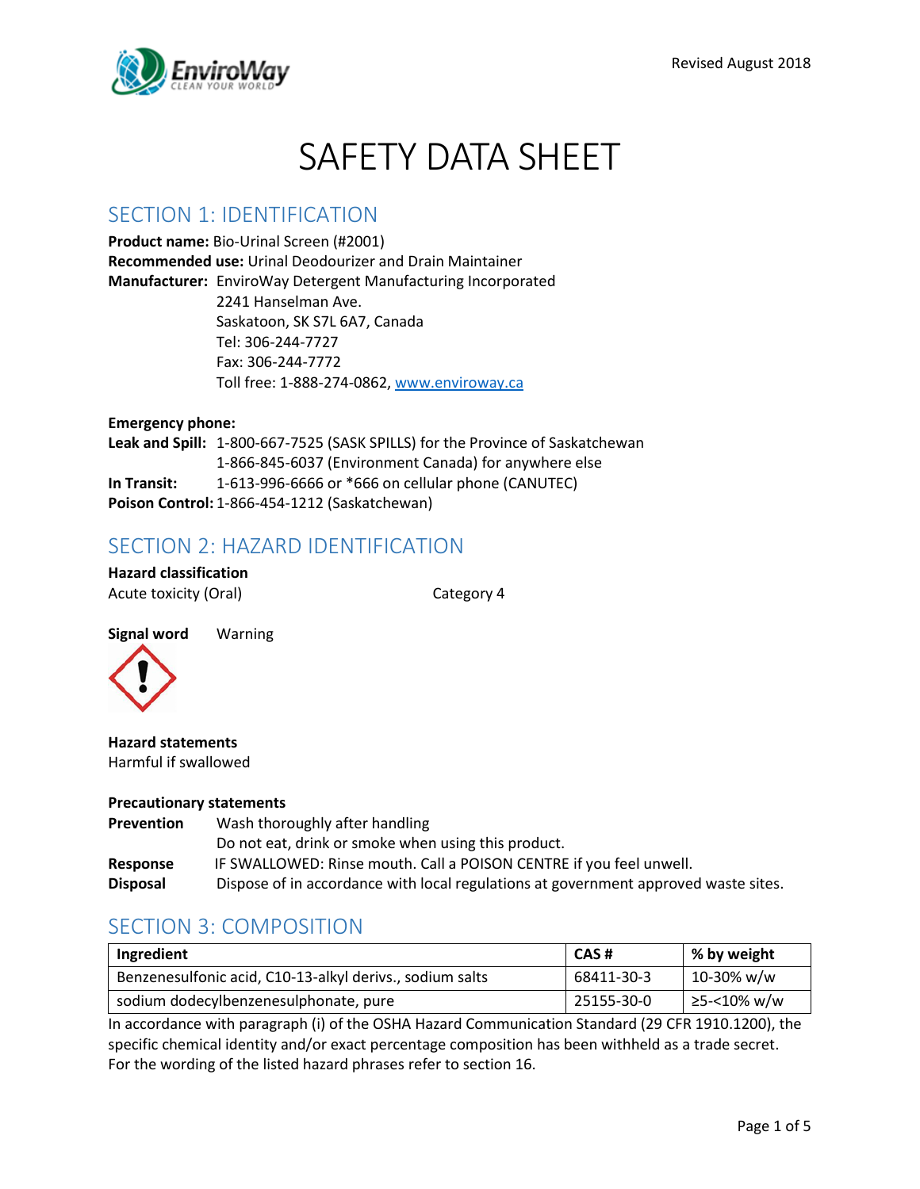# SAFETY DATA SHEET

## SECTION 1: IDENTIFICATION

**Product name:** Bio-Urinal Screen (#2001)
**Recommended use:** Urinal Deodorizer and Drain Maintainer
**Manufacturer:** EnviroWay Detergent Manufacturing Incorporated
2241 Hanselman Ave.
Saskatoon, SK S7L 6A7, Canada
Tel: 306-244-7727
Fax: 306-244-7772
Toll free: 1-888-274-0862, www.enviroway.ca

**Emergency phone:**
**Leak and Spill:** 1-800-667-7525 (SASK SPILLS) for the Province of Saskatchewan
1-866-845-6037 (Environment Canada) for anywhere else
**In Transit:** 1-613-996-6666 or *666 on cellular phone (CANUTEC)
**Poison Control:** 1-866-454-1212 (Saskatchewan)

## SECTION 2: HAZARD IDENTIFICATION

**Hazard classification**
Acute toxicity (Oral) Category 4

**Signal word** Warning

**Hazard statements**
Harmful if swallowed

**Precautionary statements**
**Prevention** Wash thoroughly after handling
Do not eat, drink or smoke when using this product.
**Response** IF SWALLOWED: Rinse mouth. Call a POISON CENTRE if you feel unwell.
**Disposal** Dispose of in accordance with local regulations at government approved waste sites.

## SECTION 3: COMPOSITION

| Ingredient | CAS # | % by weight |
|---|---|---|
| Benzenesulfonic acid, C10-13-alkyl derivs., sodium salts | 68411-30-3 | 10-30% w/w |
| sodium dodecylbenzenesulphonate, pure | 25155-30-0 | ≥5-<10% w/w |

In accordance with paragraph (i) of the OSHA Hazard Communication Standard (29 CFR 1910.1200), the specific chemical identity and/or exact percentage composition has been withheld as a trade secret. For the wording of the listed hazard phrases refer to section 16.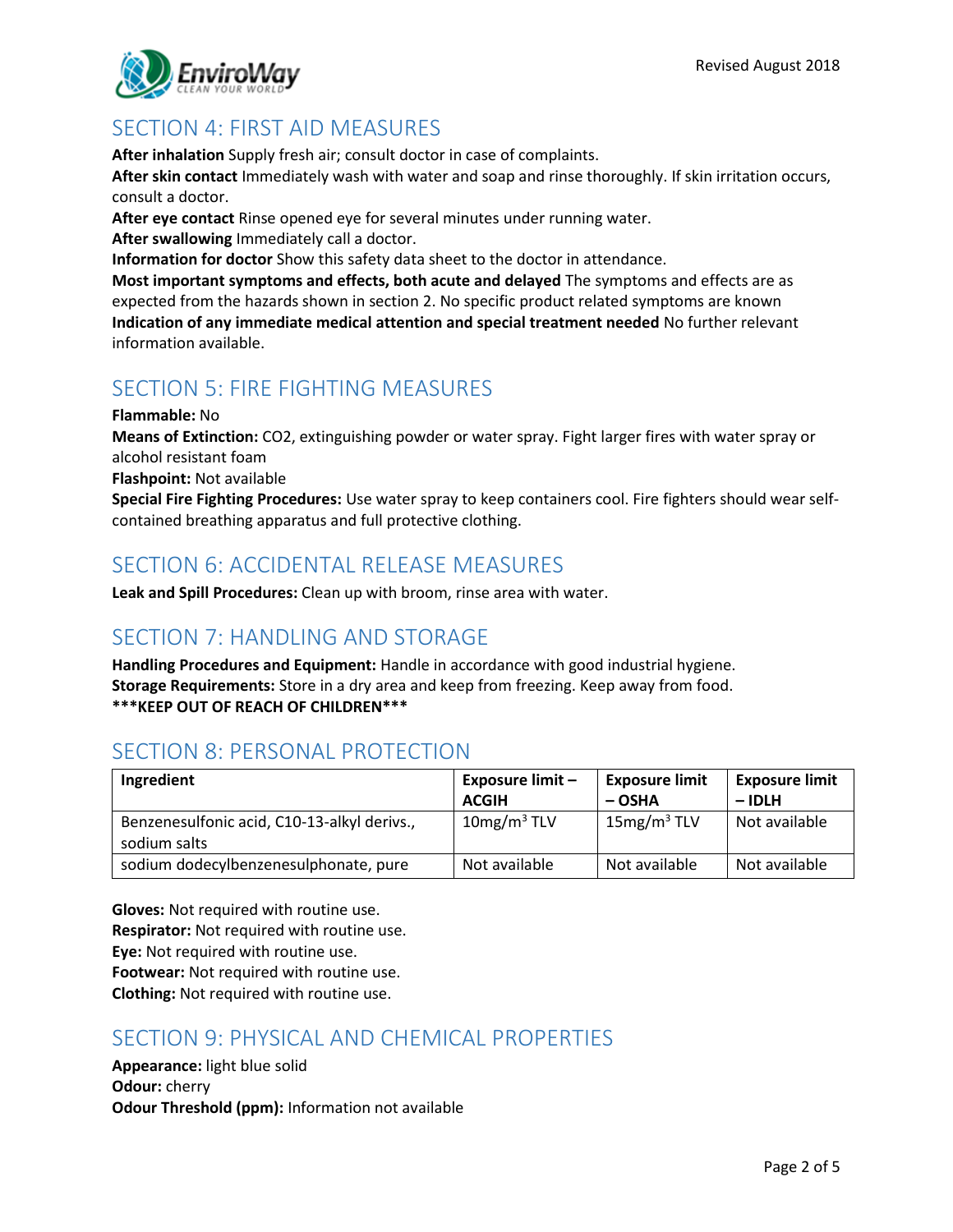## SECTION 4: FIRST AID MEASURES

**After inhalation** Supply fresh air; consult doctor in case of complaints.
**After skin contact** Immediately wash with water and soap and rinse thoroughly. If skin irritation occurs, consult a doctor.
**After eye contact** Rinse opened eye for several minutes under running water.
**After swallowing** Immediately call a doctor.
**Information for doctor** Show this safety data sheet to the doctor in attendance.
**Most important symptoms and effects, both acute and delayed** The symptoms and effects are as expected from the hazards shown in section 2. No specific product related symptoms are known
**Indication of any immediate medical attention and special treatment needed** No further relevant information available.

## SECTION 5: FIRE FIGHTING MEASURES

**Flammable:** No
**Means of Extinction:** $CO_2$, extinguishing powder or water spray. Fight larger fires with water spray or alcohol resistant foam
**Flashpoint:** Not available
**Special Fire Fighting Procedures:** Use water spray to keep containers cool. Fire fighters should wear self-contained breathing apparatus and full protective clothing.

## SECTION 6: ACCIDENTAL RELEASE MEASURES

**Leak and Spill Procedures:** Clean up with broom, rinse area with water.

## SECTION 7: HANDLING AND STORAGE

**Handling Procedures and Equipment:** Handle in accordance with good industrial hygiene.
**Storage Requirements:** Store in a dry area and keep from freezing. Keep away from food.
**\*\*\*KEEP OUT OF REACH OF CHILDREN\*\*\***

## SECTION 8: PERSONAL PROTECTION

| Ingredient | Exposure limit – ACGIH | Exposure limit – OSHA | Exposure limit – IDLH |
|---|---|---|---|
| Benzenesulfonic acid, C10-13-alkyl derivs., sodium salts | 10mg/m$^3$ TLV | 15mg/m$^3$ TLV | Not available |
| sodium dodecylbenzenesulphonate, pure | Not available | Not available | Not available |

**Gloves:** Not required with routine use.
**Respirator:** Not required with routine use.
**Eye:** Not required with routine use.
**Footwear:** Not required with routine use.
**Clothing:** Not required with routine use.

## SECTION 9: PHYSICAL AND CHEMICAL PROPERTIES

**Appearance:** light blue solid
**Odour:** cherry
**Odour Threshold (ppm):** Information not available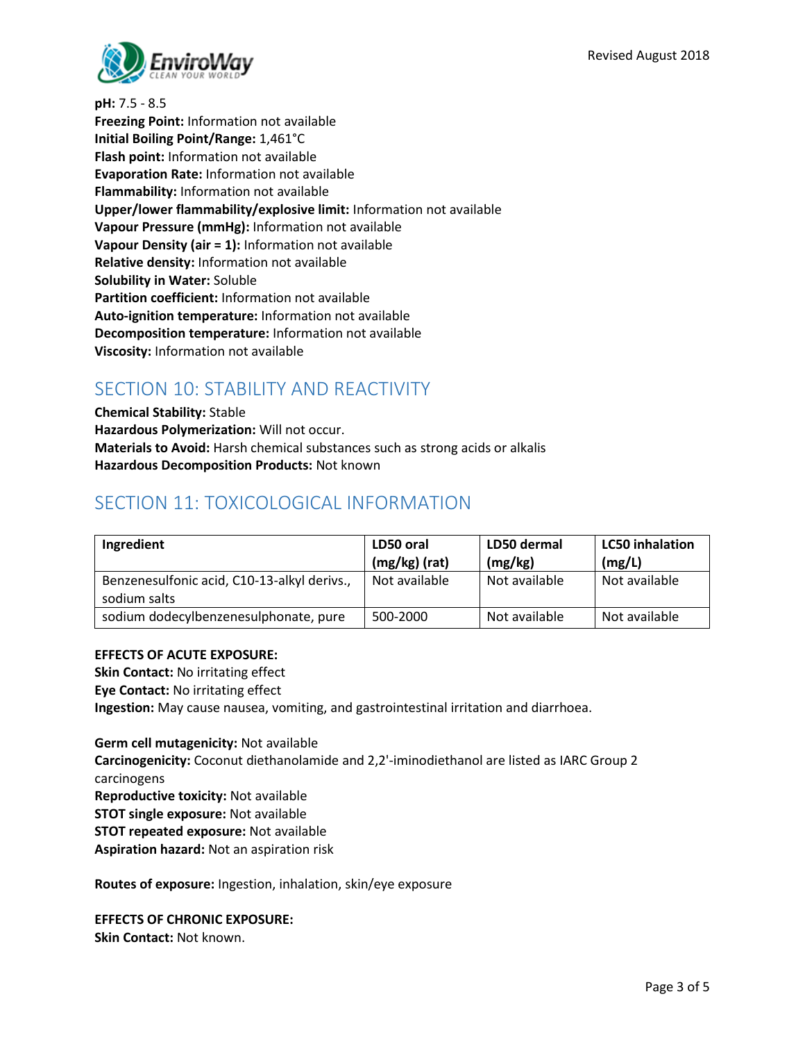**pH:** 7.5 - 8.5
**Freezing Point:** Information not available
**Initial Boiling Point/Range:** 1,461°C
**Flash point:** Information not available
**Evaporation Rate:** Information not available
**Flammability:** Information not available
**Upper/lower flammability/explosive limit:** Information not available
**Vapour Pressure (mmHg):** Information not available
**Vapour Density (air = 1):** Information not available
**Relative density:** Information not available
**Solubility in Water:** Soluble
**Partition coefficient:** Information not available
**Auto-ignition temperature:** Information not available
**Decomposition temperature:** Information not available
**Viscosity:** Information not available

## SECTION 10: STABILITY AND REACTIVITY

**Chemical Stability:** Stable
**Hazardous Polymerization:** Will not occur.
**Materials to Avoid:** Harsh chemical substances such as strong acids or alkalis
**Hazardous Decomposition Products:** Not known

## SECTION 11: TOXICOLOGICAL INFORMATION

| Ingredient | LD50 oral (mg/kg) (rat) | LD50 dermal (mg/kg) | LC50 inhalation (mg/L) |
|---|---|---|---|
| Benzenesulfonic acid, C10-13-alkyl derivs., sodium salts | Not available | Not available | Not available |
| sodium dodecylbenzenesulphonate, pure | 500-2000 | Not available | Not available |

**EFFECTS OF ACUTE EXPOSURE:**
**Skin Contact:** No irritating effect
**Eye Contact:** No irritating effect
**Ingestion:** May cause nausea, vomiting, and gastrointestinal irritation and diarrhoea.

**Germ cell mutagenicity:** Not available
**Carcinogenicity:** Coconut diethanolamide and 2,2'-iminodiethanol are listed as IARC Group 2 carcinogens
**Reproductive toxicity:** Not available
**STOT single exposure:** Not available
**STOT repeated exposure:** Not available
**Aspiration hazard:** Not an aspiration risk

**Routes of exposure:** Ingestion, inhalation, skin/eye exposure

**EFFECTS OF CHRONIC EXPOSURE:**
**Skin Contact:** Not known.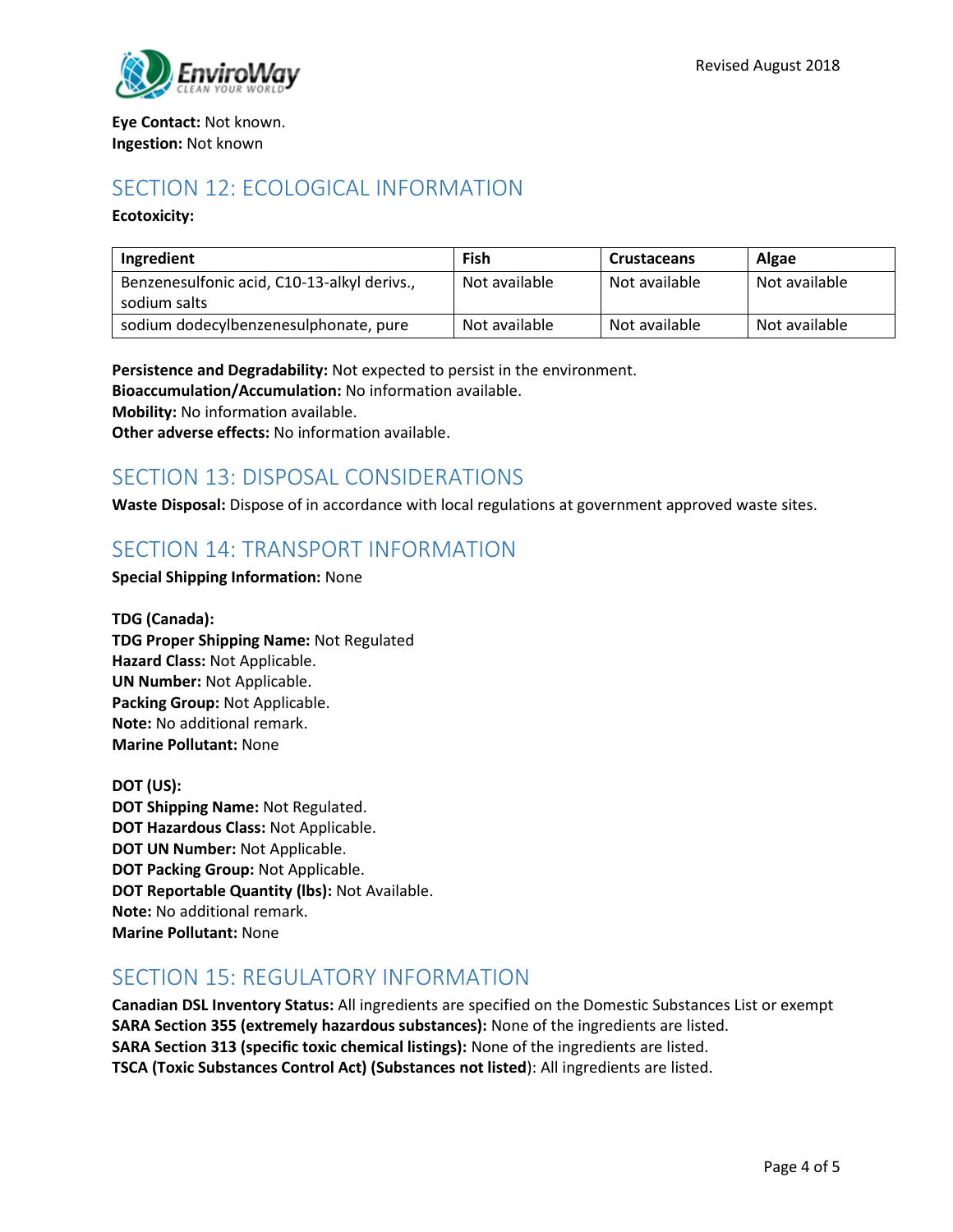**Eye Contact:** Not known.
**Ingestion:** Not known

## SECTION 12: ECOLOGICAL INFORMATION

**Ecotoxicity:**

| Ingredient | Fish | Crustaceans | Algae |
|---|---|---|---|
| Benzenesulfonic acid, C10-13-alkyl derivs., sodium salts | Not available | Not available | Not available |
| sodium dodecylbenzenesulphonate, pure | Not available | Not available | Not available |

**Persistence and Degradability:** Not expected to persist in the environment.
**Bioaccumulation/Accumulation:** No information available.
**Mobility:** No information available.
**Other adverse effects:** No information available.

## SECTION 13: DISPOSAL CONSIDERATIONS

**Waste Disposal:** Dispose of in accordance with local regulations at government approved waste sites.

## SECTION 14: TRANSPORT INFORMATION

**Special Shipping Information:** None

**TDG (Canada):**
**TDG Proper Shipping Name:** Not Regulated
**Hazard Class:** Not Applicable.
**UN Number:** Not Applicable.
**Packing Group:** Not Applicable.
**Note:** No additional remark.
**Marine Pollutant:** None

**DOT (US):**
**DOT Shipping Name:** Not Regulated.
**DOT Hazardous Class:** Not Applicable.
**DOT UN Number:** Not Applicable.
**DOT Packing Group:** Not Applicable.
**DOT Reportable Quantity (lbs):** Not Available.
**Note:** No additional remark.
**Marine Pollutant:** None

## SECTION 15: REGULATORY INFORMATION

**Canadian DSL Inventory Status:** All ingredients are specified on the Domestic Substances List or exempt
**SARA Section 355 (extremely hazardous substances):** None of the ingredients are listed.
**SARA Section 313 (specific toxic chemical listings):** None of the ingredients are listed.
**TSCA (Toxic Substances Control Act) (Substances not listed)**: All ingredients are listed.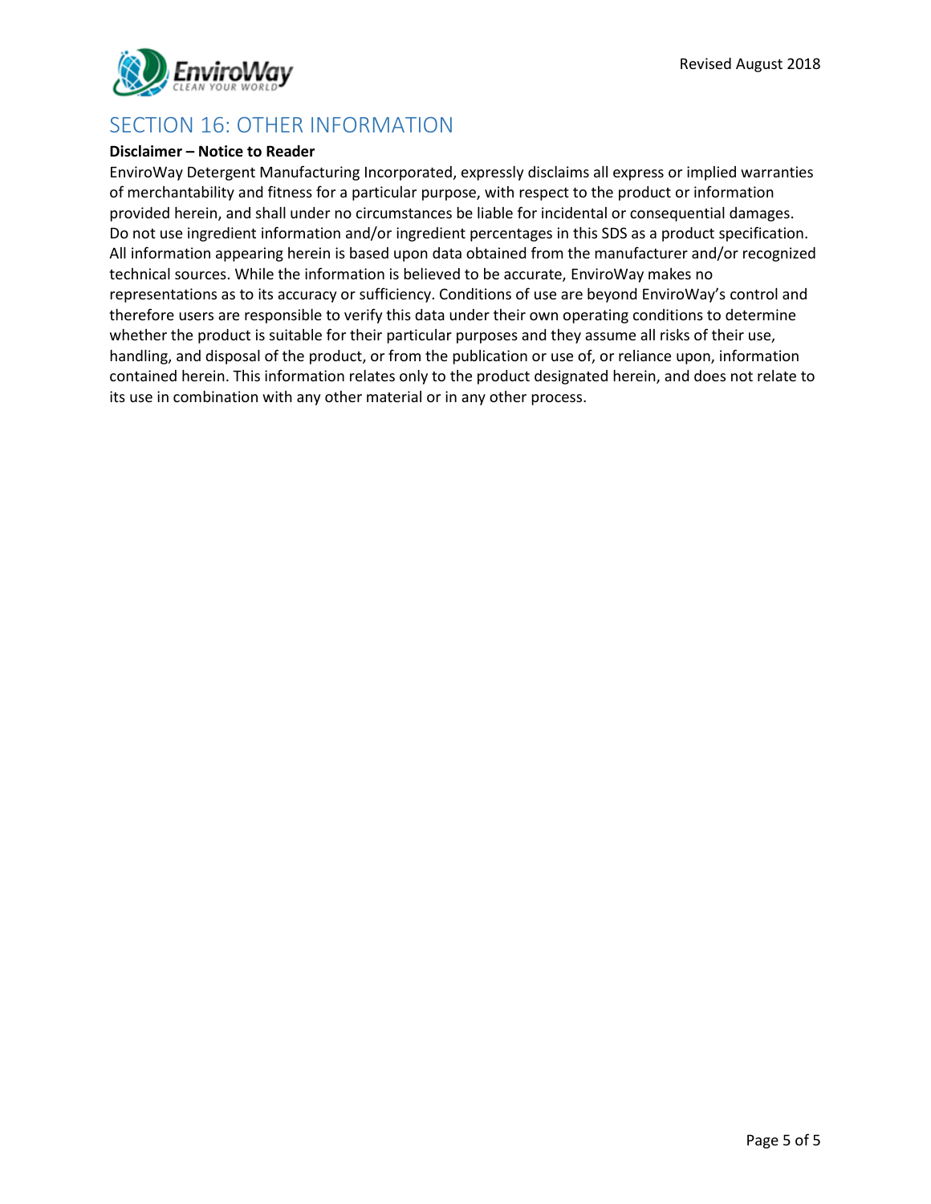## SECTION 16: OTHER INFORMATION

**Disclaimer – Notice to Reader**

EnviroWay Detergent Manufacturing Incorporated, expressly disclaims all express or implied warranties of merchantability and fitness for a particular purpose, with respect to the product or information provided herein, and shall under no circumstances be liable for incidental or consequential damages. Do not use ingredient information and/or ingredient percentages in this SDS as a product specification. All information appearing herein is based upon data obtained from the manufacturer and/or recognized technical sources. While the information is believed to be accurate, EnviroWay makes no representations as to its accuracy or sufficiency. Conditions of use are beyond EnviroWay's control and therefore users are responsible to verify this data under their own operating conditions to determine whether the product is suitable for their particular purposes and they assume all risks of their use, handling, and disposal of the product, or from the publication or use of, or reliance upon, information contained herein. This information relates only to the product designated herein, and does not relate to its use in combination with any other material or in any other process.